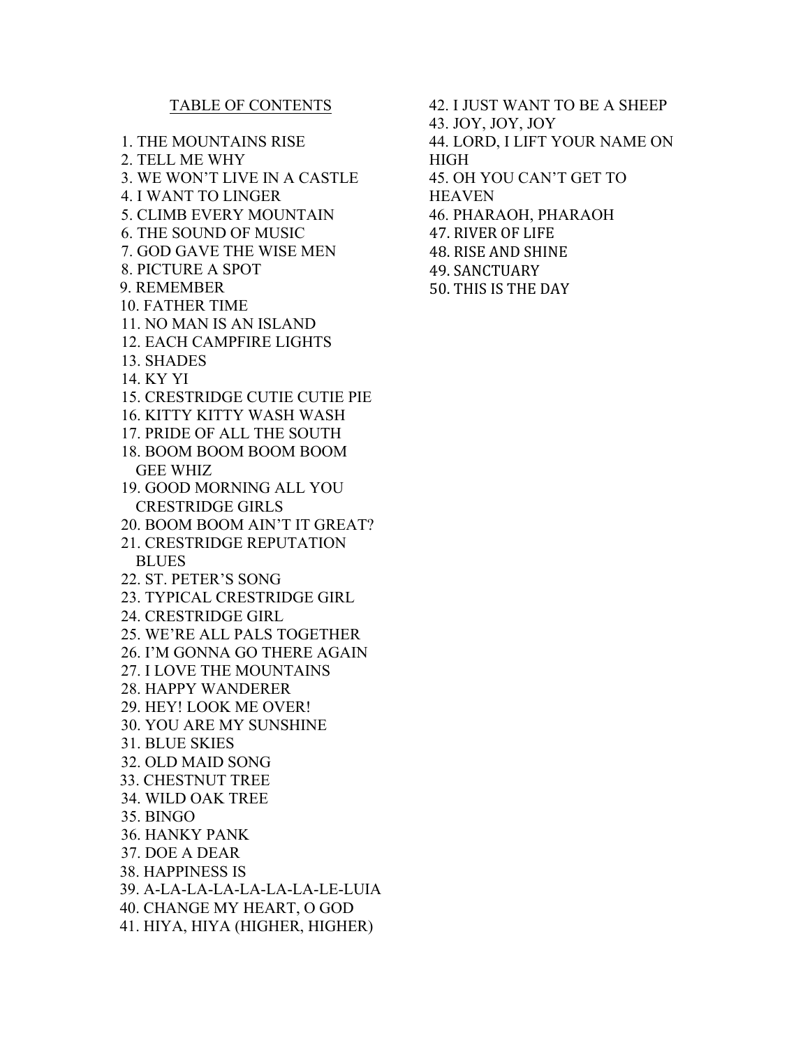# TABLE OF CONTENTS

1. THE MOUNTAINS RISE
2. TELL ME WHY
3. WE WON'T LIVE IN A CASTLE
4. I WANT TO LINGER
5. CLIMB EVERY MOUNTAIN
6. THE SOUND OF MUSIC
7. GOD GAVE THE WISE MEN
8. PICTURE A SPOT
9. REMEMBER
10. FATHER TIME
11. NO MAN IS AN ISLAND
12. EACH CAMPFIRE LIGHTS
13. SHADES
14. KY YI
15. CRESTRIDGE CUTIE CUTIE PIE
16. KITTY KITTY WASH WASH
17. PRIDE OF ALL THE SOUTH
18. BOOM BOOM BOOM BOOM GEE WHIZ
19. GOOD MORNING ALL YOU CRESTRIDGE GIRLS
20. BOOM BOOM AIN'T IT GREAT?
21. CRESTRIDGE REPUTATION BLUES
22. ST. PETER'S SONG
23. TYPICAL CRESTRIDGE GIRL
24. CRESTRIDGE GIRL
25. WE'RE ALL PALS TOGETHER
26. I'M GONNA GO THERE AGAIN
27. I LOVE THE MOUNTAINS
28. HAPPY WANDERER
29. HEY! LOOK ME OVER!
30. YOU ARE MY SUNSHINE
31. BLUE SKIES
32. OLD MAID SONG
33. CHESTNUT TREE
34. WILD OAK TREE
35. BINGO
36. HANKY PANK
37. DOE A DEAR
38. HAPPINESS IS
39. A-LA-LA-LA-LA-LA-LA-LE-LUIA
40. CHANGE MY HEART, O GOD
41. HIYA, HIYA (HIGHER, HIGHER)
42. I JUST WANT TO BE A SHEEP
43. JOY, JOY, JOY
44. LORD, I LIFT YOUR NAME ON HIGH
45. OH YOU CAN'T GET TO HEAVEN
46. PHARAOH, PHARAOH
47. RIVER OF LIFE
48. RISE AND SHINE
49. SANCTUARY
50. THIS IS THE DAY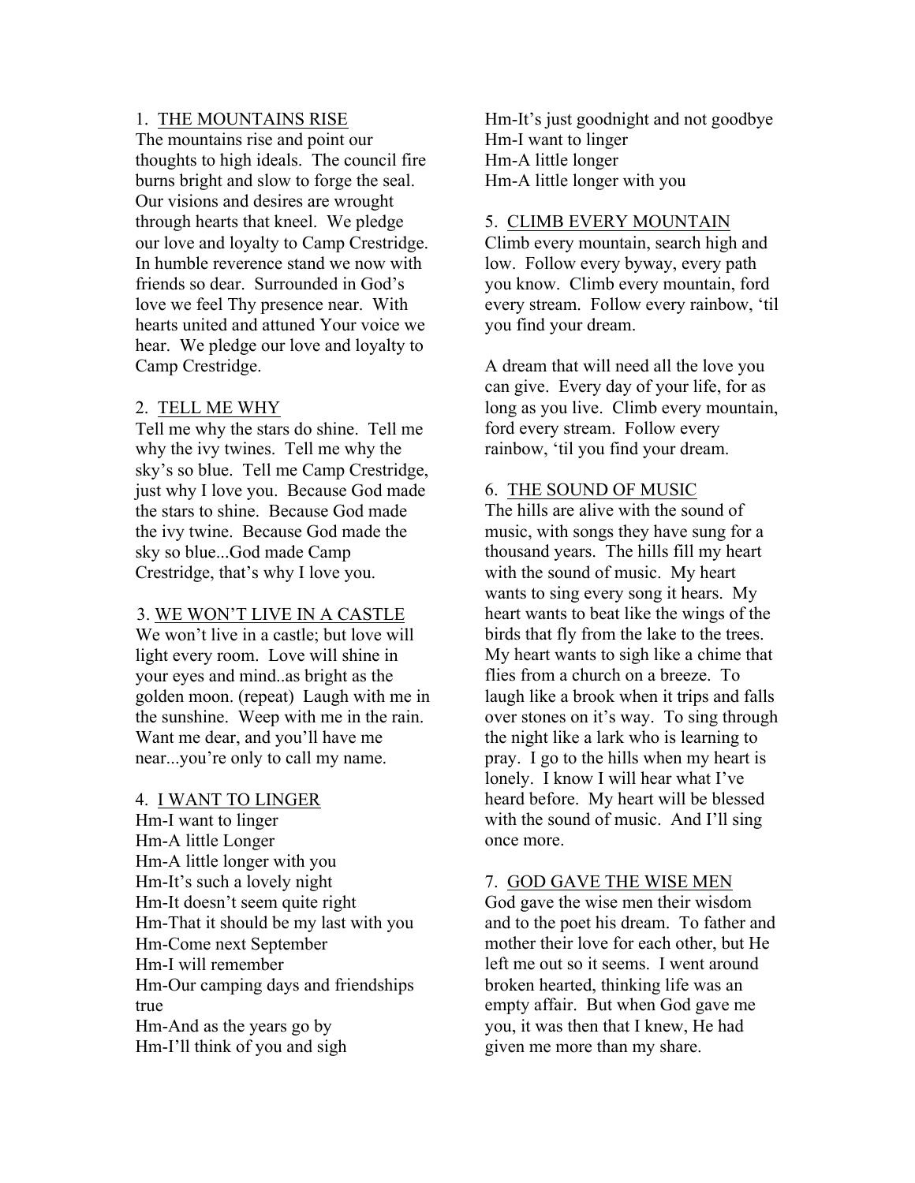1. <u>THE MOUNTAINS RISE</u>

The mountains rise and point our thoughts to high ideals. The council fire burns bright and slow to forge the seal. Our visions and desires are wrought through hearts that kneel. We pledge our love and loyalty to Camp Crestridge. In humble reverence stand we now with friends so dear. Surrounded in God's love we feel Thy presence near. With hearts united and attuned Your voice we hear. We pledge our love and loyalty to Camp Crestridge.

2. <u>TELL ME WHY</u>

Tell me why the stars do shine. Tell me why the ivy twines. Tell me why the sky's so blue. Tell me Camp Crestridge, just why I love you. Because God made the stars to shine. Because God made the ivy twine. Because God made the sky so blue...God made Camp Crestridge, that's why I love you.

3. <u>WE WON'T LIVE IN A CASTLE</u>

We won't live in a castle; but love will light every room. Love will shine in your eyes and mind..as bright as the golden moon. (repeat) Laugh with me in the sunshine. Weep with me in the rain. Want me dear, and you'll have me near...you're only to call my name.

4. <u>I WANT TO LINGER</u>

Hm-I want to linger
Hm-A little Longer
Hm-A little longer with you
Hm-It's such a lovely night
Hm-It doesn't seem quite right
Hm-That it should be my last with you
Hm-Come next September
Hm-I will remember
Hm-Our camping days and friendships true
Hm-And as the years go by
Hm-I'll think of you and sigh
Hm-It's just goodnight and not goodbye
Hm-I want to linger
Hm-A little longer
Hm-A little longer with you

5. <u>CLIMB EVERY MOUNTAIN</u>

Climb every mountain, search high and low. Follow every byway, every path you know. Climb every mountain, ford every stream. Follow every rainbow, 'til you find your dream.

A dream that will need all the love you can give. Every day of your life, for as long as you live. Climb every mountain, ford every stream. Follow every rainbow, 'til you find your dream.

6. <u>THE SOUND OF MUSIC</u>

The hills are alive with the sound of music, with songs they have sung for a thousand years. The hills fill my heart with the sound of music. My heart wants to sing every song it hears. My heart wants to beat like the wings of the birds that fly from the lake to the trees. My heart wants to sigh like a chime that flies from a church on a breeze. To laugh like a brook when it trips and falls over stones on it's way. To sing through the night like a lark who is learning to pray. I go to the hills when my heart is lonely. I know I will hear what I've heard before. My heart will be blessed with the sound of music. And I'll sing once more.

7. <u>GOD GAVE THE WISE MEN</u>

God gave the wise men their wisdom and to the poet his dream. To father and mother their love for each other, but He left me out so it seems. I went around broken hearted, thinking life was an empty affair. But when God gave me you, it was then that I knew, He had given me more than my share.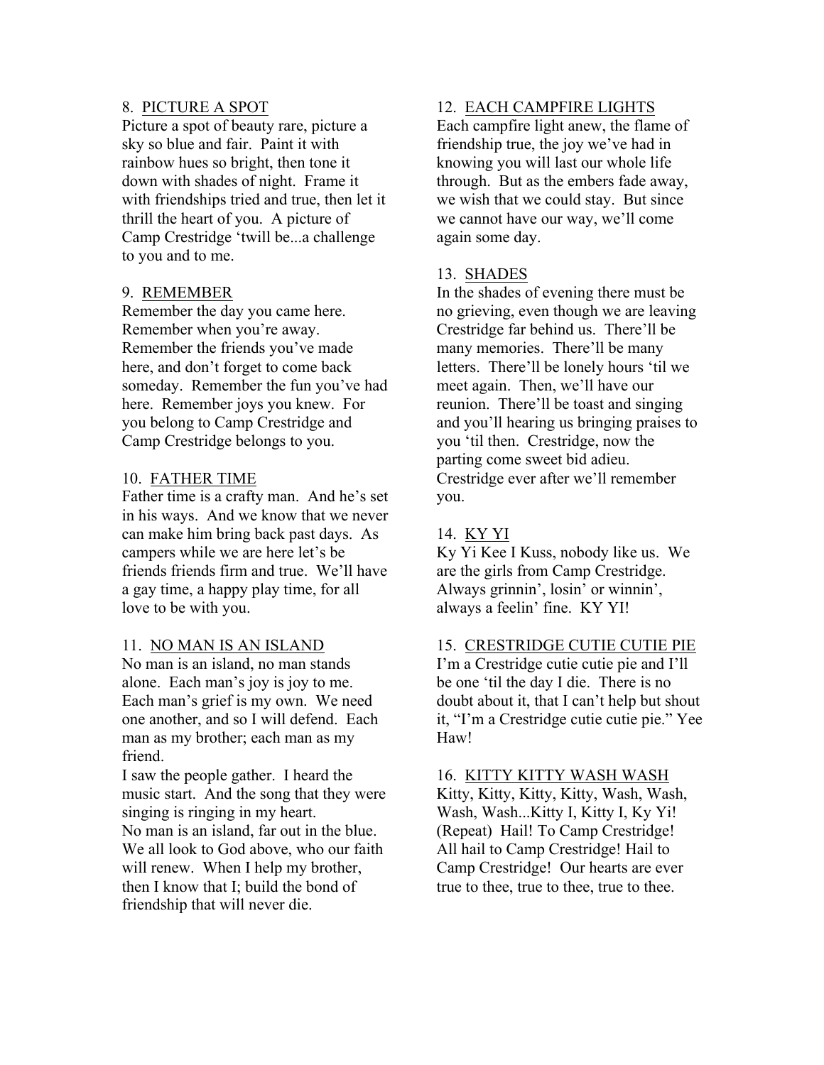8. PICTURE A SPOT

Picture a spot of beauty rare, picture a sky so blue and fair. Paint it with rainbow hues so bright, then tone it down with shades of night. Frame it with friendships tried and true, then let it thrill the heart of you. A picture of Camp Crestridge 'twill be...a challenge to you and to me.

9. REMEMBER

Remember the day you came here. Remember when you're away. Remember the friends you've made here, and don't forget to come back someday. Remember the fun you've had here. Remember joys you knew. For you belong to Camp Crestridge and Camp Crestridge belongs to you.

10. FATHER TIME

Father time is a crafty man. And he's set in his ways. And we know that we never can make him bring back past days. As campers while we are here let's be friends friends firm and true. We'll have a gay time, a happy play time, for all love to be with you.

11. NO MAN IS AN ISLAND

No man is an island, no man stands alone. Each man's joy is joy to me. Each man's grief is my own. We need one another, and so I will defend. Each man as my brother; each man as my friend.

I saw the people gather. I heard the music start. And the song that they were singing is ringing in my heart.

No man is an island, far out in the blue. We all look to God above, who our faith will renew. When I help my brother, then I know that I; build the bond of friendship that will never die.

12. EACH CAMPFIRE LIGHTS

Each campfire light anew, the flame of friendship true, the joy we've had in knowing you will last our whole life through. But as the embers fade away, we wish that we could stay. But since we cannot have our way, we'll come again some day.

13. SHADES

In the shades of evening there must be no grieving, even though we are leaving Crestridge far behind us. There'll be many memories. There'll be many letters. There'll be lonely hours 'til we meet again. Then, we'll have our reunion. There'll be toast and singing and you'll hearing us bringing praises to you 'til then. Crestridge, now the parting come sweet bid adieu. Crestridge ever after we'll remember you.

14. KY YI

Ky Yi Kee I Kuss, nobody like us. We are the girls from Camp Crestridge. Always grinnin', losin' or winnin', always a feelin' fine. KY YI!

15. CRESTRIDGE CUTIE CUTIE PIE

I'm a Crestridge cutie cutie pie and I'll be one 'til the day I die. There is no doubt about it, that I can't help but shout it, "I'm a Crestridge cutie cutie pie." Yee Haw!

16. KITTY KITTY WASH WASH

Kitty, Kitty, Kitty, Kitty, Wash, Wash, Wash, Wash...Kitty I, Kitty I, Ky Yi! (Repeat) Hail! To Camp Crestridge! All hail to Camp Crestridge! Hail to Camp Crestridge! Our hearts are ever true to thee, true to thee, true to thee.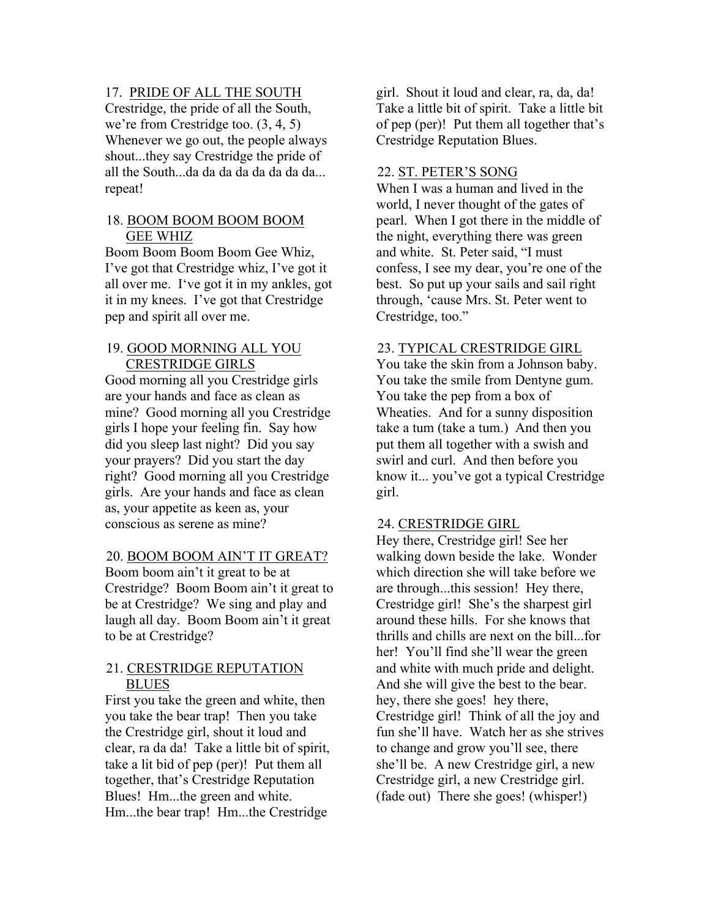17. PRIDE OF ALL THE SOUTH

Crestridge, the pride of all the South, we're from Crestridge too. (3, 4, 5) Whenever we go out, the people always shout...they say Crestridge the pride of all the South...da da da da da da da da... repeat!

18. BOOM BOOM BOOM BOOM GEE WHIZ

Boom Boom Boom Boom Gee Whiz, I've got that Crestridge whiz, I've got it all over me. I've got it in my ankles, got it in my knees. I've got that Crestridge pep and spirit all over me.

19. GOOD MORNING ALL YOU CRESTRIDGE GIRLS

Good morning all you Crestridge girls are your hands and face as clean as mine? Good morning all you Crestridge girls I hope your feeling fin. Say how did you sleep last night? Did you say your prayers? Did you start the day right? Good morning all you Crestridge girls. Are your hands and face as clean as, your appetite as keen as, your conscious as serene as mine?

20. BOOM BOOM AIN'T IT GREAT?

Boom boom ain't it great to be at Crestridge? Boom Boom ain't it great to be at Crestridge? We sing and play and laugh all day. Boom Boom ain't it great to be at Crestridge?

21. CRESTRIDGE REPUTATION BLUES

First you take the green and white, then you take the bear trap! Then you take the Crestridge girl, shout it loud and clear, ra da da! Take a little bit of spirit, take a lit bid of pep (per)! Put them all together, that's Crestridge Reputation Blues! Hm...the green and white. Hm...the bear trap! Hm...the Crestridge girl. Shout it loud and clear, ra, da, da! Take a little bit of spirit. Take a little bit of pep (per)! Put them all together that's Crestridge Reputation Blues.

22. ST. PETER'S SONG

When I was a human and lived in the world, I never thought of the gates of pearl. When I got there in the middle of the night, everything there was green and white. St. Peter said, "I must confess, I see my dear, you're one of the best. So put up your sails and sail right through, 'cause Mrs. St. Peter went to Crestridge, too."

23. TYPICAL CRESTRIDGE GIRL

You take the skin from a Johnson baby. You take the smile from Dentyne gum. You take the pep from a box of Wheaties. And for a sunny disposition take a tum (take a tum.) And then you put them all together with a swish and swirl and curl. And then before you know it... you've got a typical Crestridge girl.

24. CRESTRIDGE GIRL

Hey there, Crestridge girl! See her walking down beside the lake. Wonder which direction she will take before we are through...this session! Hey there, Crestridge girl! She's the sharpest girl around these hills. For she knows that thrills and chills are next on the bill...for her! You'll find she'll wear the green and white with much pride and delight. And she will give the best to the bear. hey, there she goes! hey there, Crestridge girl! Think of all the joy and fun she'll have. Watch her as she strives to change and grow you'll see, there she'll be. A new Crestridge girl, a new Crestridge girl, a new Crestridge girl. (fade out) There she goes! (whisper!)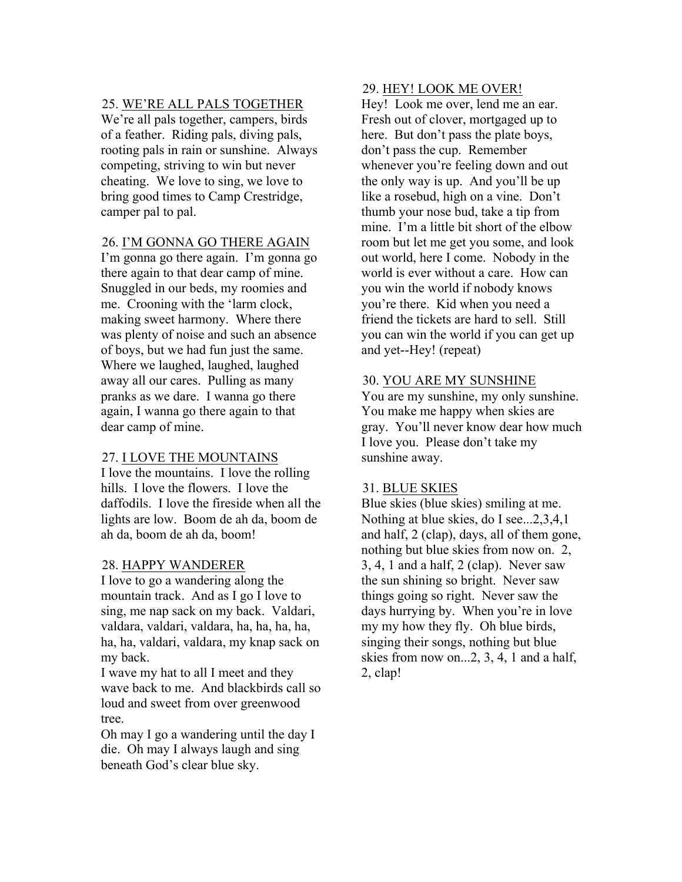25. <u>WE'RE ALL PALS TOGETHER</u>
We're all pals together, campers, birds of a feather. Riding pals, diving pals, rooting pals in rain or sunshine. Always competing, striving to win but never cheating. We love to sing, we love to bring good times to Camp Crestridge, camper pal to pal.

26. <u>I'M GONNA GO THERE AGAIN</u>
I'm gonna go there again. I'm gonna go there again to that dear camp of mine. Snuggled in our beds, my roomies and me. Crooning with the 'larm clock, making sweet harmony. Where there was plenty of noise and such an absence of boys, but we had fun just the same. Where we laughed, laughed, laughed away all our cares. Pulling as many pranks as we dare. I wanna go there again, I wanna go there again to that dear camp of mine.

27. <u>I LOVE THE MOUNTAINS</u>
I love the mountains. I love the rolling hills. I love the flowers. I love the daffodils. I love the fireside when all the lights are low. Boom de ah da, boom de ah da, boom de ah da, boom!

28. <u>HAPPY WANDERER</u>
I love to go a wandering along the mountain track. And as I go I love to sing, me nap sack on my back. Valdari, valdara, valdari, valdara, ha, ha, ha, ha, ha, ha, valdari, valdara, my knap sack on my back.
I wave my hat to all I meet and they wave back to me. And blackbirds call so loud and sweet from over greenwood tree.
Oh may I go a wandering until the day I die. Oh may I always laugh and sing beneath God's clear blue sky.

29. <u>HEY! LOOK ME OVER!</u>
Hey! Look me over, lend me an ear. Fresh out of clover, mortgaged up to here. But don't pass the plate boys, don't pass the cup. Remember whenever you're feeling down and out the only way is up. And you'll be up like a rosebud, high on a vine. Don't thumb your nose bud, take a tip from mine. I'm a little bit short of the elbow room but let me get you some, and look out world, here I come. Nobody in the world is ever without a care. How can you win the world if nobody knows you're there. Kid when you need a friend the tickets are hard to sell. Still you can win the world if you can get up and yet--Hey! (repeat)

30. <u>YOU ARE MY SUNSHINE</u>
You are my sunshine, my only sunshine. You make me happy when skies are gray. You'll never know dear how much I love you. Please don't take my sunshine away.

31. <u>BLUE SKIES</u>
Blue skies (blue skies) smiling at me. Nothing at blue skies, do I see...2,3,4,1 and half, 2 (clap), days, all of them gone, nothing but blue skies from now on. 2, 3, 4, 1 and a half, 2 (clap). Never saw the sun shining so bright. Never saw things going so right. Never saw the days hurrying by. When you're in love my my how they fly. Oh blue birds, singing their songs, nothing but blue skies from now on...2, 3, 4, 1 and a half, 2, clap!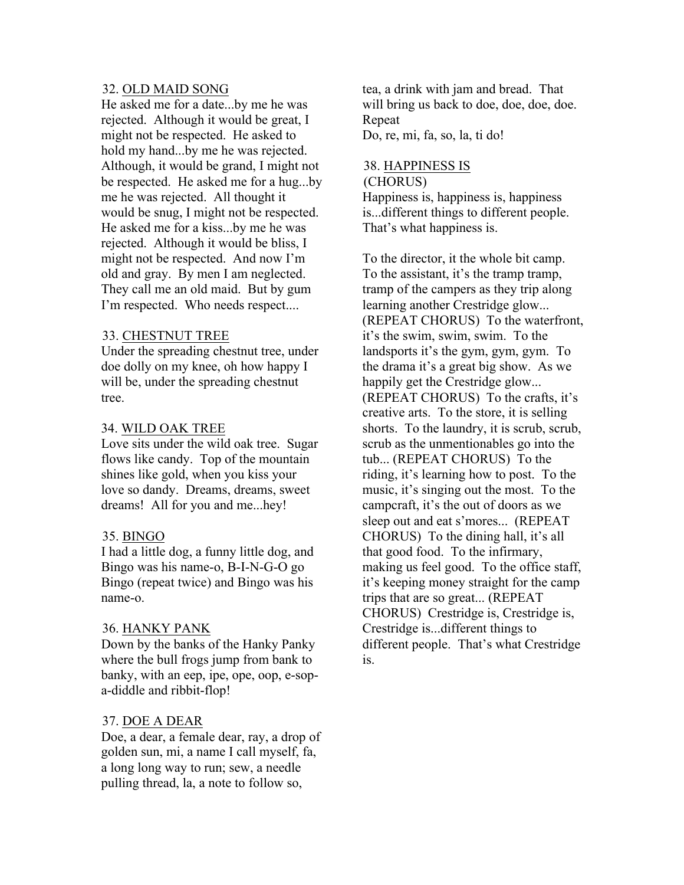32. OLD MAID SONG

He asked me for a date...by me he was rejected. Although it would be great, I might not be respected. He asked to hold my hand...by me he was rejected. Although, it would be grand, I might not be respected. He asked me for a hug...by me he was rejected. All thought it would be snug, I might not be respected. He asked me for a kiss...by me he was rejected. Although it would be bliss, I might not be respected. And now I'm old and gray. By men I am neglected. They call me an old maid. But by gum I'm respected. Who needs respect....

33. CHESTNUT TREE

Under the spreading chestnut tree, under doe dolly on my knee, oh how happy I will be, under the spreading chestnut tree.

34. WILD OAK TREE

Love sits under the wild oak tree. Sugar flows like candy. Top of the mountain shines like gold, when you kiss your love so dandy. Dreams, dreams, sweet dreams! All for you and me...hey!

35. BINGO

I had a little dog, a funny little dog, and Bingo was his name-o, B-I-N-G-O go Bingo (repeat twice) and Bingo was his name-o.

36. HANKY PANK

Down by the banks of the Hanky Panky where the bull frogs jump from bank to banky, with an eep, ipe, ope, oop, e-sop-a-diddle and ribbit-flop!

37. DOE A DEAR

Doe, a dear, a female dear, ray, a drop of golden sun, mi, a name I call myself, fa, a long long way to run; sew, a needle pulling thread, la, a note to follow so, tea, a drink with jam and bread. That will bring us back to doe, doe, doe, doe. Repeat

Do, re, mi, fa, so, la, ti do!

38. HAPPINESS IS

(CHORUS)

Happiness is, happiness is, happiness is...different things to different people. That's what happiness is.

To the director, it the whole bit camp. To the assistant, it's the tramp tramp, tramp of the campers as they trip along learning another Crestridge glow... (REPEAT CHORUS) To the waterfront, it's the swim, swim, swim. To the landsports it's the gym, gym, gym. To the drama it's a great big show. As we happily get the Crestridge glow... (REPEAT CHORUS) To the crafts, it's creative arts. To the store, it is selling shorts. To the laundry, it is scrub, scrub, scrub as the unmentionables go into the tub... (REPEAT CHORUS) To the riding, it's learning how to post. To the music, it's singing out the most. To the campcraft, it's the out of doors as we sleep out and eat s'mores... (REPEAT CHORUS) To the dining hall, it's all that good food. To the infirmary, making us feel good. To the office staff, it's keeping money straight for the camp trips that are so great... (REPEAT CHORUS) Crestridge is, Crestridge is, Crestridge is...different things to different people. That's what Crestridge is.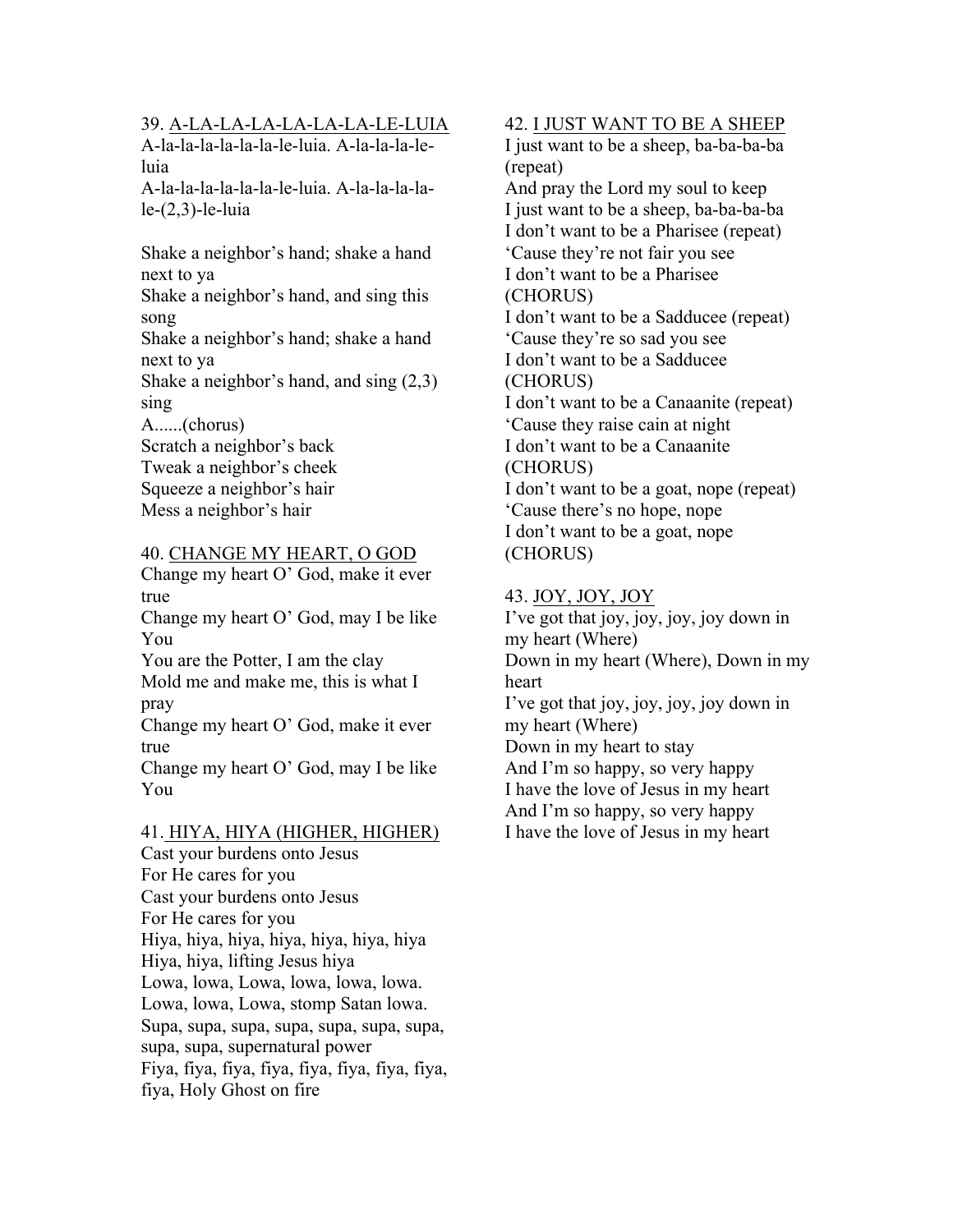39. <u>A-LA-LA-LA-LA-LA-LA-LE-LUIA</u>

A-la-la-la-la-la-la-le-luia. A-la-la-la-le-luia
A-la-la-la-la-la-la-le-luia. A-la-la-la-la-le-(2,3)-le-luia

Shake a neighbor's hand; shake a hand next to ya
Shake a neighbor's hand, and sing this song
Shake a neighbor's hand; shake a hand next to ya
Shake a neighbor's hand, and sing (2,3) sing
A......(chorus)
Scratch a neighbor's back
Tweak a neighbor's cheek
Squeeze a neighbor's hair
Mess a neighbor's hair

40. <u>CHANGE MY HEART, O GOD</u>

Change my heart O' God, make it ever true
Change my heart O' God, may I be like You
You are the Potter, I am the clay
Mold me and make me, this is what I pray
Change my heart O' God, make it ever true
Change my heart O' God, may I be like You

41. <u>HIYA, HIYA (HIGHER, HIGHER)</u>

Cast your burdens onto Jesus
For He cares for you
Cast your burdens onto Jesus
For He cares for you
Hiya, hiya, hiya, hiya, hiya, hiya, hiya
Hiya, hiya, lifting Jesus hiya
Lowa, lowa, Lowa, lowa, lowa, lowa.
Lowa, lowa, Lowa, stomp Satan lowa.
Supa, supa, supa, supa, supa, supa, supa, supa, supa, supernatural power
Fiya, fiya, fiya, fiya, fiya, fiya, fiya, fiya, fiya, Holy Ghost on fire

42. <u>I JUST WANT TO BE A SHEEP</u>

I just want to be a sheep, ba-ba-ba-ba (repeat)
And pray the Lord my soul to keep
I just want to be a sheep, ba-ba-ba-ba
I don't want to be a Pharisee (repeat)
'Cause they're not fair you see
I don't want to be a Pharisee
(CHORUS)
I don't want to be a Sadducee (repeat)
'Cause they're so sad you see
I don't want to be a Sadducee
(CHORUS)
I don't want to be a Canaanite (repeat)
'Cause they raise cain at night
I don't want to be a Canaanite
(CHORUS)
I don't want to be a goat, nope (repeat)
'Cause there's no hope, nope
I don't want to be a goat, nope
(CHORUS)

43. <u>JOY, JOY, JOY</u>

I've got that joy, joy, joy, joy down in my heart (Where)
Down in my heart (Where), Down in my heart
I've got that joy, joy, joy, joy down in my heart (Where)
Down in my heart to stay
And I'm so happy, so very happy
I have the love of Jesus in my heart
And I'm so happy, so very happy
I have the love of Jesus in my heart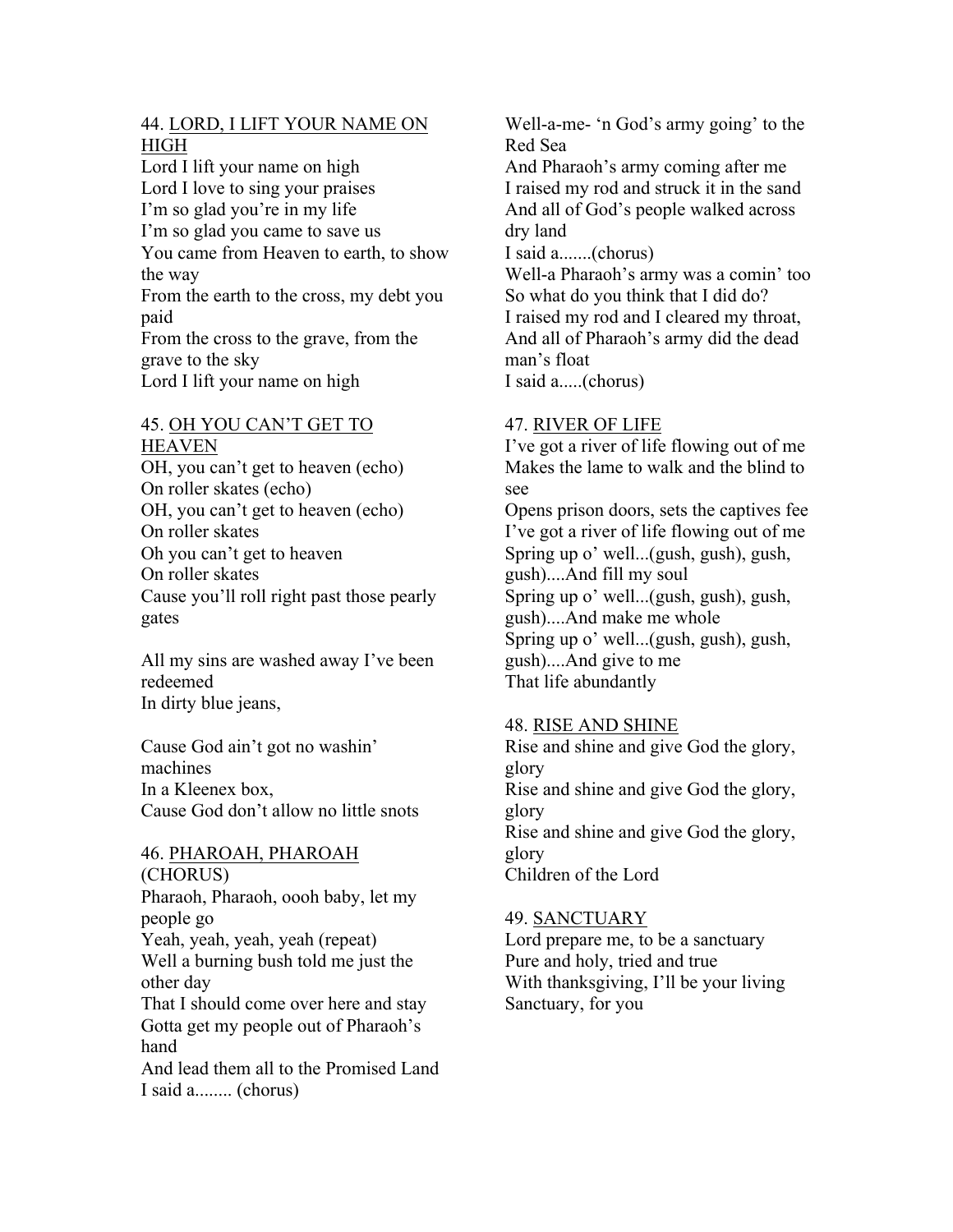## 44. LORD, I LIFT YOUR NAME ON HIGH

Lord I lift your name on high
Lord I love to sing your praises
I'm so glad you're in my life
I'm so glad you came to save us
You came from Heaven to earth, to show the way
From the earth to the cross, my debt you paid
From the cross to the grave, from the grave to the sky
Lord I lift your name on high

## 45. OH YOU CAN'T GET TO HEAVEN

OH, you can't get to heaven (echo)
On roller skates (echo)
OH, you can't get to heaven (echo)
On roller skates
Oh you can't get to heaven
On roller skates
Cause you'll roll right past those pearly gates

All my sins are washed away I've been redeemed
In dirty blue jeans,

Cause God ain't got no washin' machines
In a Kleenex box,
Cause God don't allow no little snots

## 46. PHAROAH, PHAROAH

(CHORUS)
Pharaoh, Pharaoh, oooh baby, let my people go
Yeah, yeah, yeah, yeah (repeat)
Well a burning bush told me just the other day
That I should come over here and stay
Gotta get my people out of Pharaoh's hand
And lead them all to the Promised Land
I said a........ (chorus)
Well-a-me- 'n God's army going' to the Red Sea
And Pharaoh's army coming after me
I raised my rod and struck it in the sand
And all of God's people walked across dry land
I said a.......(chorus)
Well-a Pharaoh's army was a comin' too
So what do you think that I did do?
I raised my rod and I cleared my throat,
And all of Pharaoh's army did the dead man's float
I said a.....(chorus)

## 47. RIVER OF LIFE

I've got a river of life flowing out of me
Makes the lame to walk and the blind to see
Opens prison doors, sets the captives fee
I've got a river of life flowing out of me
Spring up o' well...(gush, gush), gush, gush)....And fill my soul
Spring up o' well...(gush, gush), gush, gush)....And make me whole
Spring up o' well...(gush, gush), gush, gush)....And give to me
That life abundantly

## 48. RISE AND SHINE

Rise and shine and give God the glory, glory
Rise and shine and give God the glory, glory
Rise and shine and give God the glory, glory
Children of the Lord

## 49. SANCTUARY

Lord prepare me, to be a sanctuary
Pure and holy, tried and true
With thanksgiving, I'll be your living
Sanctuary, for you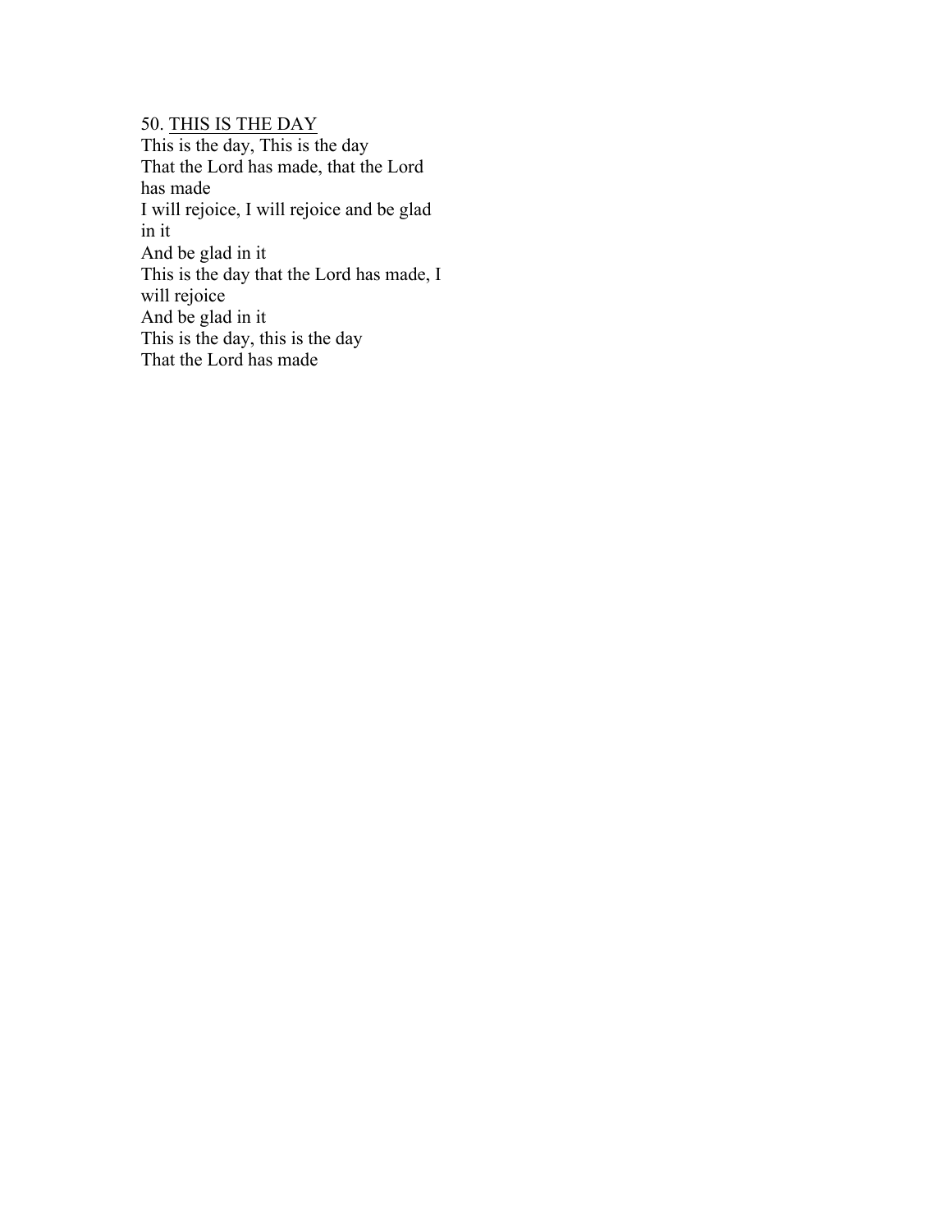50. <u>THIS IS THE DAY</u>

This is the day, This is the day
That the Lord has made, that the Lord has made
I will rejoice, I will rejoice and be glad in it
And be glad in it
This is the day that the Lord has made, I will rejoice
And be glad in it
This is the day, this is the day
That the Lord has made